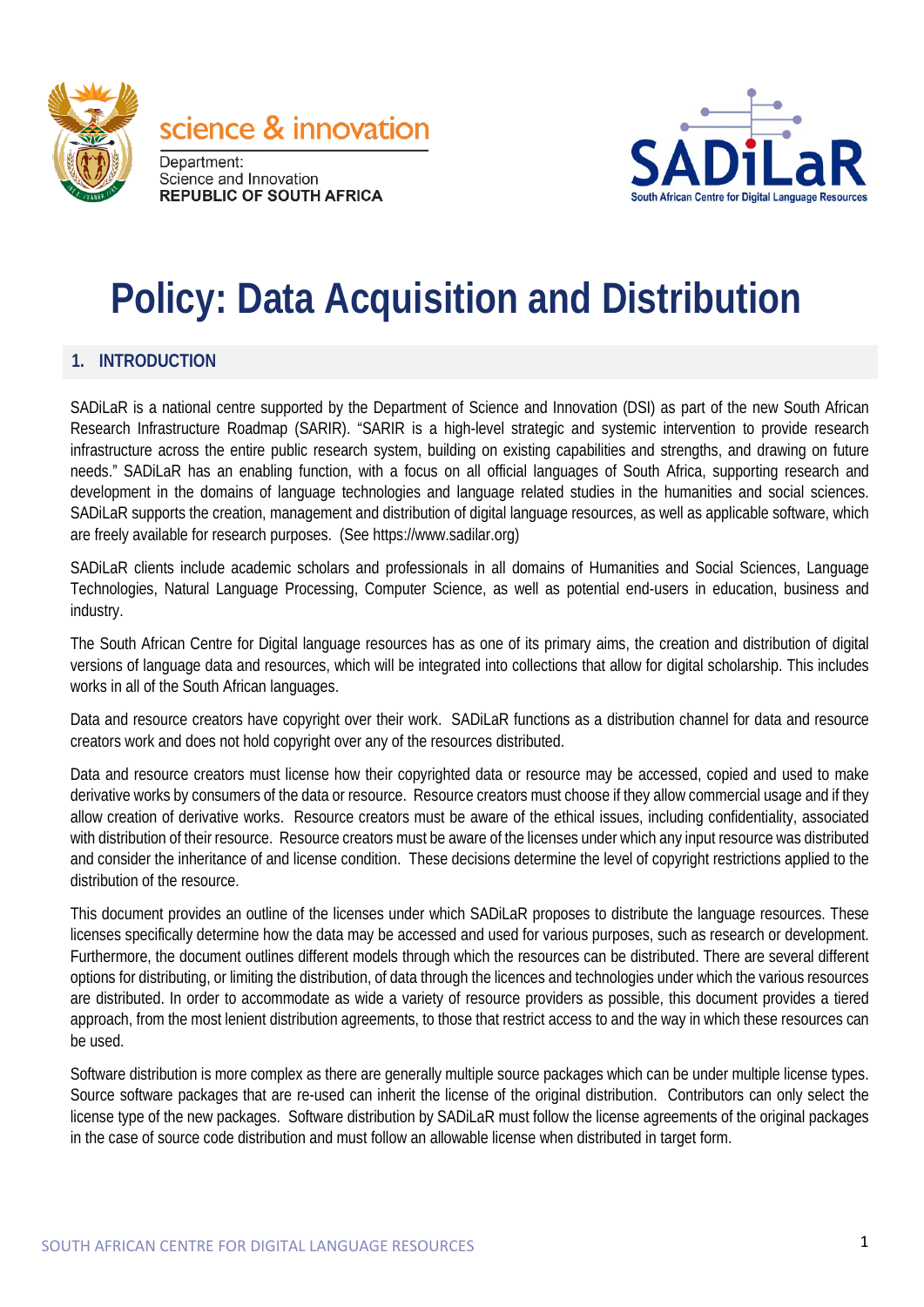science & innovation

Department:
Science and Innovation
REPUBLIC OF SOUTH AFRICA

SADiLaR
South African Centre for Digital Language Resources

# Policy: Data Acquisition and Distribution

## 1. INTRODUCTION

SADiLaR is a national centre supported by the Department of Science and Innovation (DSI) as part of the new South African Research Infrastructure Roadmap (SARIR). "SARIR is a high-level strategic and systemic intervention to provide research infrastructure across the entire public research system, building on existing capabilities and strengths, and drawing on future needs." SADiLaR has an enabling function, with a focus on all official languages of South Africa, supporting research and development in the domains of language technologies and language related studies in the humanities and social sciences. SADiLaR supports the creation, management and distribution of digital language resources, as well as applicable software, which are freely available for research purposes. (See https://www.sadilar.org)

SADiLaR clients include academic scholars and professionals in all domains of Humanities and Social Sciences, Language Technologies, Natural Language Processing, Computer Science, as well as potential end-users in education, business and industry.

The South African Centre for Digital language resources has as one of its primary aims, the creation and distribution of digital versions of language data and resources, which will be integrated into collections that allow for digital scholarship. This includes works in all of the South African languages.

Data and resource creators have copyright over their work. SADiLaR functions as a distribution channel for data and resource creators work and does not hold copyright over any of the resources distributed.

Data and resource creators must license how their copyrighted data or resource may be accessed, copied and used to make derivative works by consumers of the data or resource. Resource creators must choose if they allow commercial usage and if they allow creation of derivative works. Resource creators must be aware of the ethical issues, including confidentiality, associated with distribution of their resource. Resource creators must be aware of the licenses under which any input resource was distributed and consider the inheritance of and license condition. These decisions determine the level of copyright restrictions applied to the distribution of the resource.

This document provides an outline of the licenses under which SADiLaR proposes to distribute the language resources. These licenses specifically determine how the data may be accessed and used for various purposes, such as research or development. Furthermore, the document outlines different models through which the resources can be distributed. There are several different options for distributing, or limiting the distribution, of data through the licences and technologies under which the various resources are distributed. In order to accommodate as wide a variety of resource providers as possible, this document provides a tiered approach, from the most lenient distribution agreements, to those that restrict access to and the way in which these resources can be used.

Software distribution is more complex as there are generally multiple source packages which can be under multiple license types. Source software packages that are re-used can inherit the license of the original distribution. Contributors can only select the license type of the new packages. Software distribution by SADiLaR must follow the license agreements of the original packages in the case of source code distribution and must follow an allowable license when distributed in target form.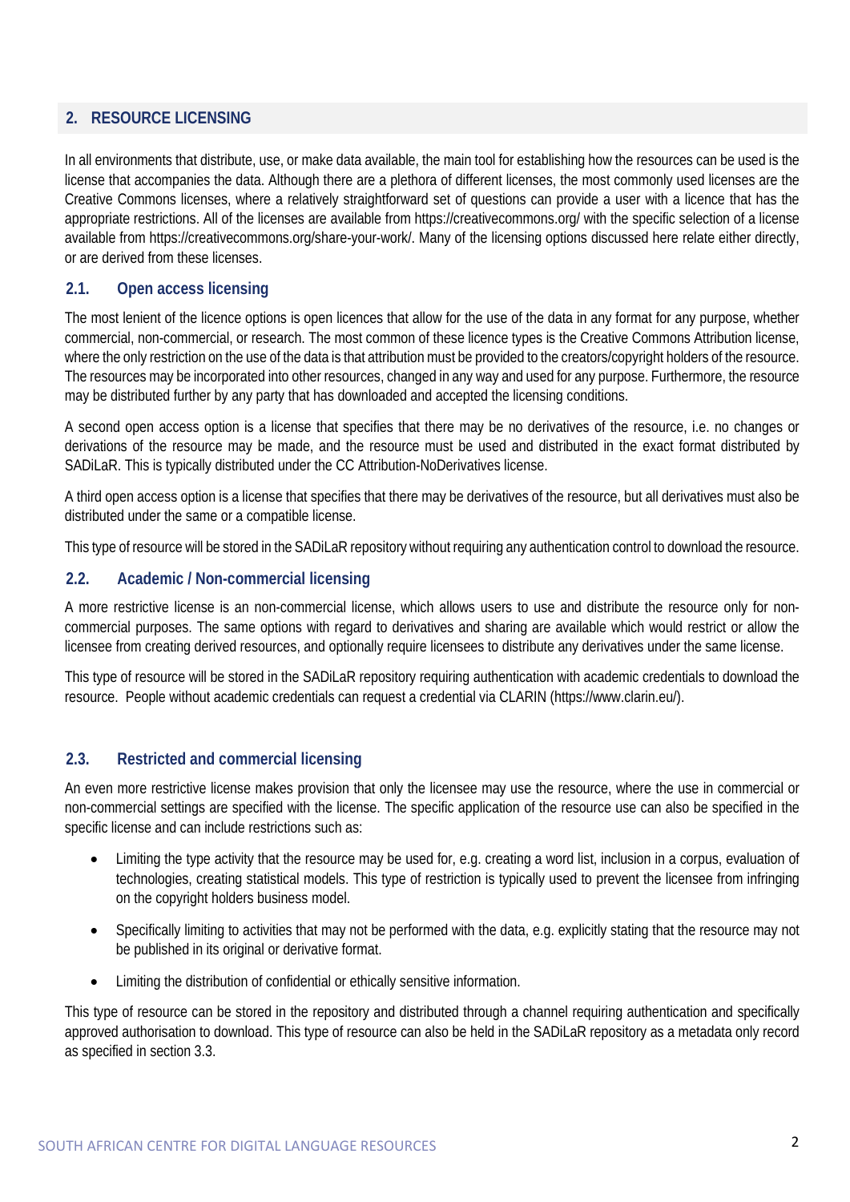## 2. RESOURCE LICENSING

In all environments that distribute, use, or make data available, the main tool for establishing how the resources can be used is the license that accompanies the data. Although there are a plethora of different licenses, the most commonly used licenses are the Creative Commons licenses, where a relatively straightforward set of questions can provide a user with a licence that has the appropriate restrictions. All of the licenses are available from https://creativecommons.org/ with the specific selection of a license available from https://creativecommons.org/share-your-work/. Many of the licensing options discussed here relate either directly, or are derived from these licenses.

### 2.1. Open access licensing

The most lenient of the licence options is open licences that allow for the use of the data in any format for any purpose, whether commercial, non-commercial, or research. The most common of these licence types is the Creative Commons Attribution license, where the only restriction on the use of the data is that attribution must be provided to the creators/copyright holders of the resource. The resources may be incorporated into other resources, changed in any way and used for any purpose. Furthermore, the resource may be distributed further by any party that has downloaded and accepted the licensing conditions.

A second open access option is a license that specifies that there may be no derivatives of the resource, i.e. no changes or derivations of the resource may be made, and the resource must be used and distributed in the exact format distributed by SADiLaR. This is typically distributed under the CC Attribution-NoDerivatives license.

A third open access option is a license that specifies that there may be derivatives of the resource, but all derivatives must also be distributed under the same or a compatible license.

This type of resource will be stored in the SADiLaR repository without requiring any authentication control to download the resource.

### 2.2. Academic / Non-commercial licensing

A more restrictive license is an non-commercial license, which allows users to use and distribute the resource only for non-commercial purposes. The same options with regard to derivatives and sharing are available which would restrict or allow the licensee from creating derived resources, and optionally require licensees to distribute any derivatives under the same license.

This type of resource will be stored in the SADiLaR repository requiring authentication with academic credentials to download the resource. People without academic credentials can request a credential via CLARIN (https://www.clarin.eu/).

### 2.3. Restricted and commercial licensing

An even more restrictive license makes provision that only the licensee may use the resource, where the use in commercial or non-commercial settings are specified with the license. The specific application of the resource use can also be specified in the specific license and can include restrictions such as:

- Limiting the type activity that the resource may be used for, e.g. creating a word list, inclusion in a corpus, evaluation of technologies, creating statistical models. This type of restriction is typically used to prevent the licensee from infringing on the copyright holders business model.
- Specifically limiting to activities that may not be performed with the data, e.g. explicitly stating that the resource may not be published in its original or derivative format.
- Limiting the distribution of confidential or ethically sensitive information.

This type of resource can be stored in the repository and distributed through a channel requiring authentication and specifically approved authorisation to download. This type of resource can also be held in the SADiLaR repository as a metadata only record as specified in section 3.3.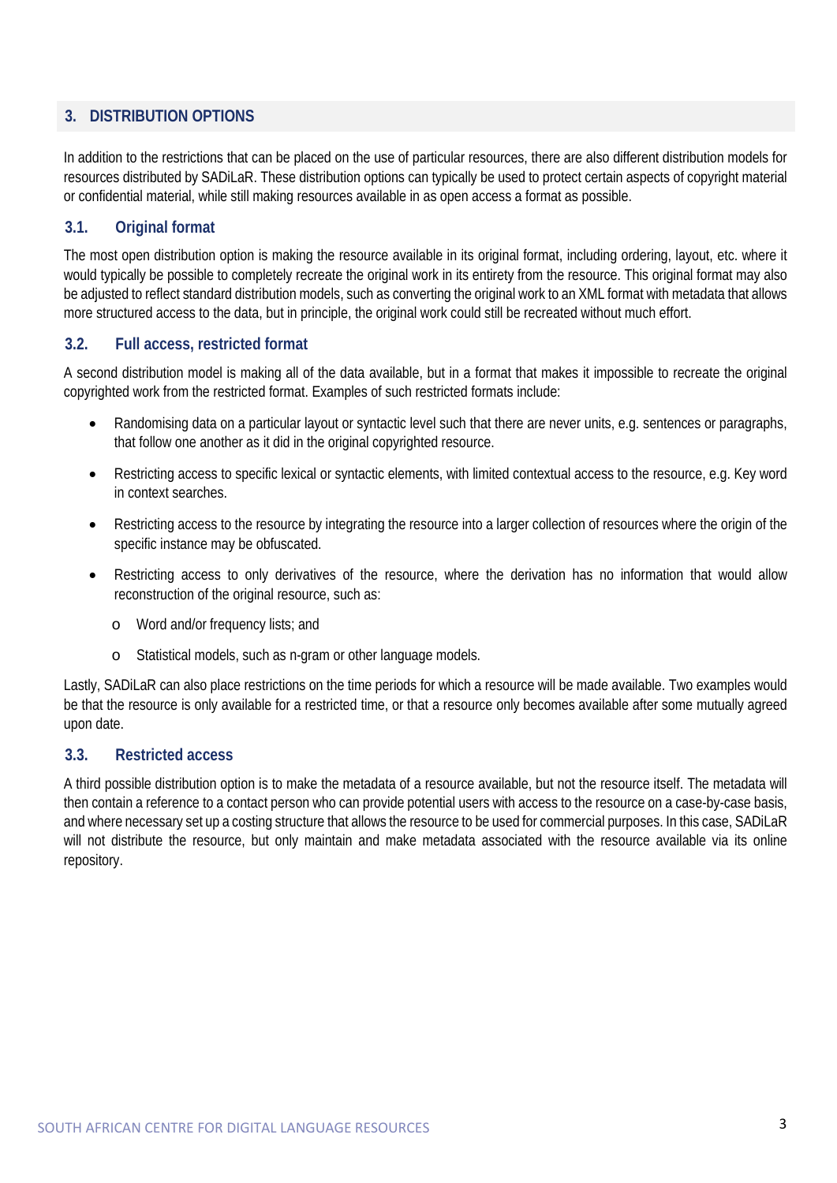## 3. DISTRIBUTION OPTIONS

In addition to the restrictions that can be placed on the use of particular resources, there are also different distribution models for resources distributed by SADiLaR. These distribution options can typically be used to protect certain aspects of copyright material or confidential material, while still making resources available in as open access a format as possible.

### 3.1. Original format

The most open distribution option is making the resource available in its original format, including ordering, layout, etc. where it would typically be possible to completely recreate the original work in its entirety from the resource. This original format may also be adjusted to reflect standard distribution models, such as converting the original work to an XML format with metadata that allows more structured access to the data, but in principle, the original work could still be recreated without much effort.

### 3.2. Full access, restricted format

A second distribution model is making all of the data available, but in a format that makes it impossible to recreate the original copyrighted work from the restricted format. Examples of such restricted formats include:

- Randomising data on a particular layout or syntactic level such that there are never units, e.g. sentences or paragraphs, that follow one another as it did in the original copyrighted resource.
- Restricting access to specific lexical or syntactic elements, with limited contextual access to the resource, e.g. Key word in context searches.
- Restricting access to the resource by integrating the resource into a larger collection of resources where the origin of the specific instance may be obfuscated.
- Restricting access to only derivatives of the resource, where the derivation has no information that would allow reconstruction of the original resource, such as:
  - Word and/or frequency lists; and
  - Statistical models, such as n-gram or other language models.

Lastly, SADiLaR can also place restrictions on the time periods for which a resource will be made available. Two examples would be that the resource is only available for a restricted time, or that a resource only becomes available after some mutually agreed upon date.

### 3.3. Restricted access

A third possible distribution option is to make the metadata of a resource available, but not the resource itself. The metadata will then contain a reference to a contact person who can provide potential users with access to the resource on a case-by-case basis, and where necessary set up a costing structure that allows the resource to be used for commercial purposes. In this case, SADiLaR will not distribute the resource, but only maintain and make metadata associated with the resource available via its online repository.